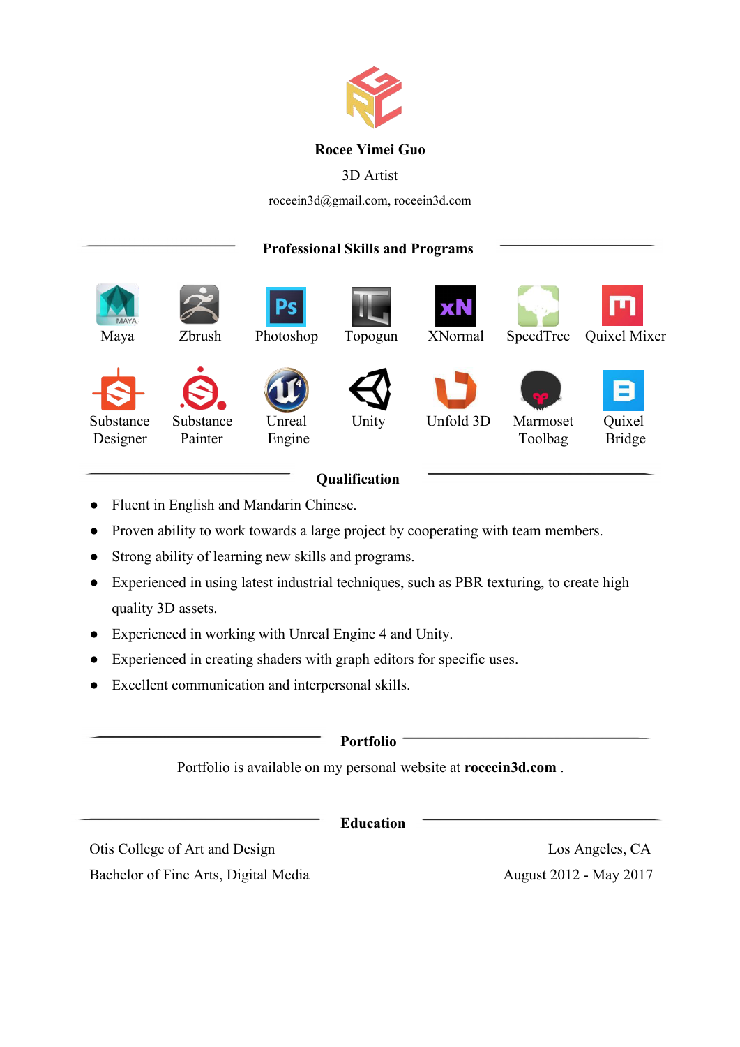**Rocee Yimei Guo**

3D Artist

roceein3d@gmail.com, roceein3d.com

## Professional Skills and Programs

Maya, Zbrush, Photoshop, Topogun, XNormal, SpeedTree, Quixel Mixer

Substance Designer, Substance Painter, Unreal Engine, Unity, Unfold 3D, Marmoset Toolbag, Quixel Bridge

## Qualification

- Fluent in English and Mandarin Chinese.
- Proven ability to work towards a large project by cooperating with team members.
- Strong ability of learning new skills and programs.
- Experienced in using latest industrial techniques, such as PBR texturing, to create high quality 3D assets.
- Experienced in working with Unreal Engine 4 and Unity.
- Experienced in creating shaders with graph editors for specific uses.
- Excellent communication and interpersonal skills.

## Portfolio

Portfolio is available on my personal website at **roceein3d.com** .

## Education

Otis College of Art and Design — Los Angeles, CA

Bachelor of Fine Arts, Digital Media — August 2012 - May 2017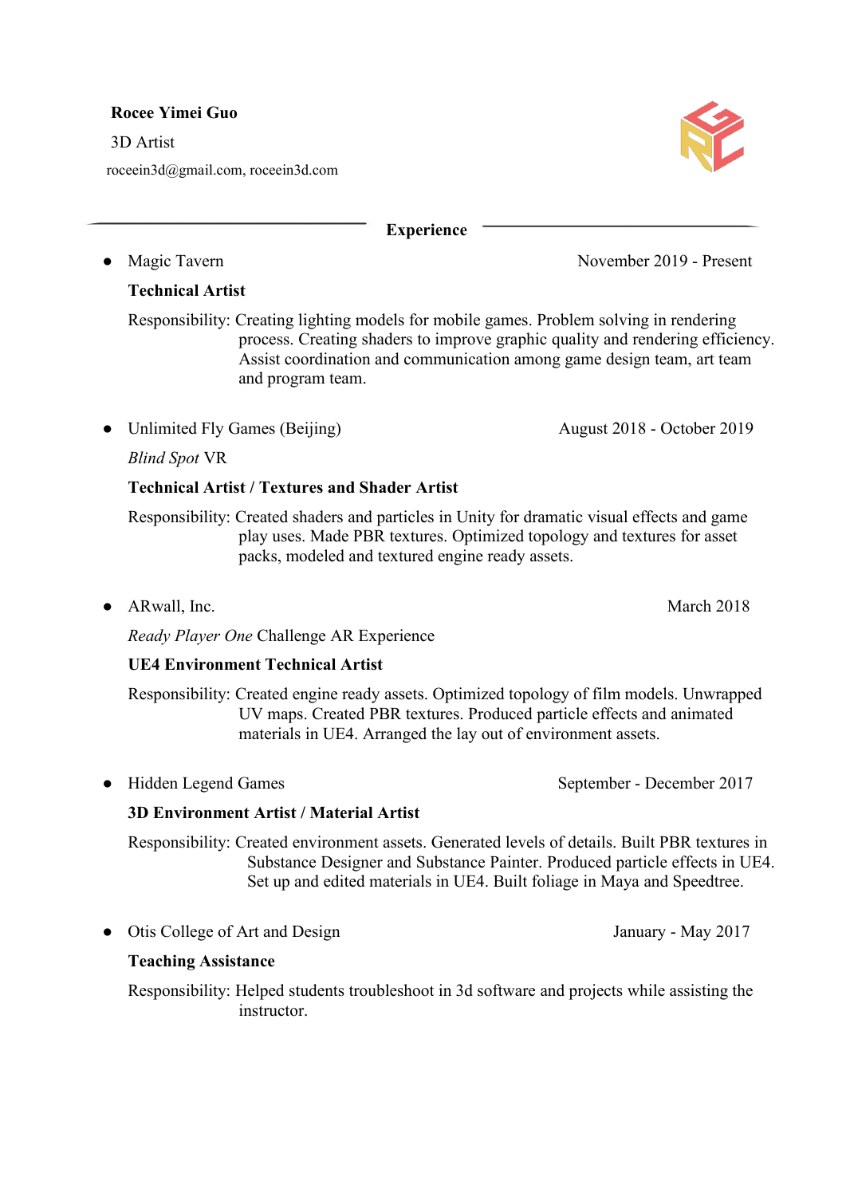**Rocee Yimei Guo**

3D Artist

roceein3d@gmail.com, roceein3d.com

## Experience

- Magic Tavern — November 2019 - Present

  **Technical Artist**

  Responsibility: Creating lighting models for mobile games. Problem solving in rendering process. Creating shaders to improve graphic quality and rendering efficiency. Assist coordination and communication among game design team, art team and program team.

- Unlimited Fly Games (Beijing) — August 2018 - October 2019

  *Blind Spot* VR

  **Technical Artist / Textures and Shader Artist**

  Responsibility: Created shaders and particles in Unity for dramatic visual effects and game play uses. Made PBR textures. Optimized topology and textures for asset packs, modeled and textured engine ready assets.

- ARwall, Inc. — March 2018

  *Ready Player One* Challenge AR Experience

  **UE4 Environment Technical Artist**

  Responsibility: Created engine ready assets. Optimized topology of film models. Unwrapped UV maps. Created PBR textures. Produced particle effects and animated materials in UE4. Arranged the lay out of environment assets.

- Hidden Legend Games — September - December 2017

  **3D Environment Artist / Material Artist**

  Responsibility: Created environment assets. Generated levels of details. Built PBR textures in Substance Designer and Substance Painter. Produced particle effects in UE4. Set up and edited materials in UE4. Built foliage in Maya and Speedtree.

- Otis College of Art and Design — January - May 2017

  **Teaching Assistance**

  Responsibility: Helped students troubleshoot in 3d software and projects while assisting the instructor.